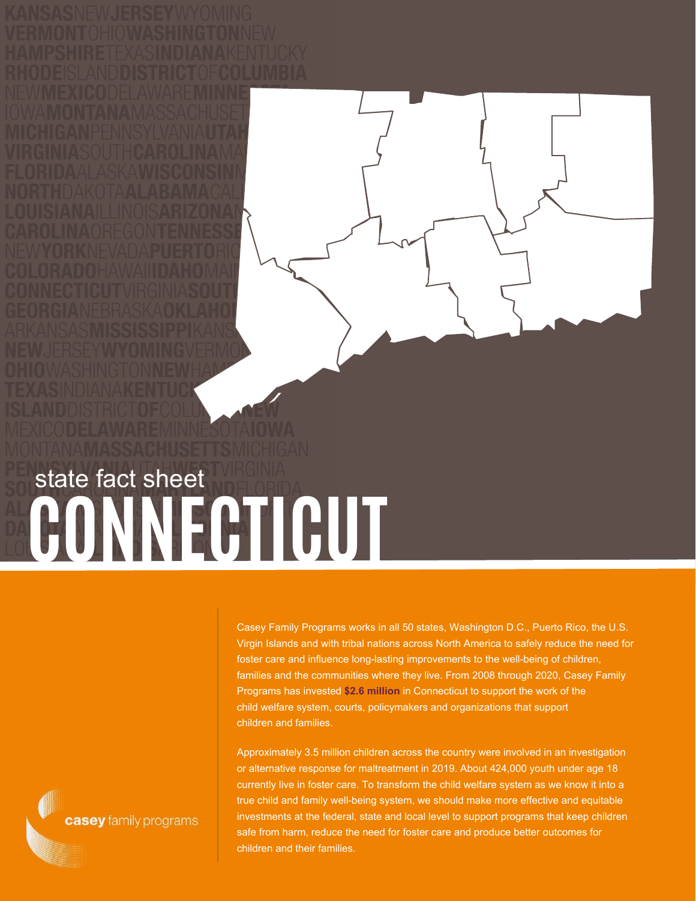state fact sheet

# CONNECTICUT

Casey Family Programs works in all 50 states, Washington D.C., Puerto Rico, the U.S. Virgin Islands and with tribal nations across North America to safely reduce the need for foster care and influence long-lasting improvements to the well-being of children, families and the communities where they live. From 2008 through 2020, Casey Family Programs has invested **$2.6 million** in Connecticut to support the work of the child welfare system, courts, policymakers and organizations that support children and families.

Approximately 3.5 million children across the country were involved in an investigation or alternative response for maltreatment in 2019. About 424,000 youth under age 18 currently live in foster care. To transform the child welfare system as we know it into a true child and family well-being system, we should make more effective and equitable investments at the federal, state and local level to support programs that keep children safe from harm, reduce the need for foster care and produce better outcomes for children and their families.

casey family programs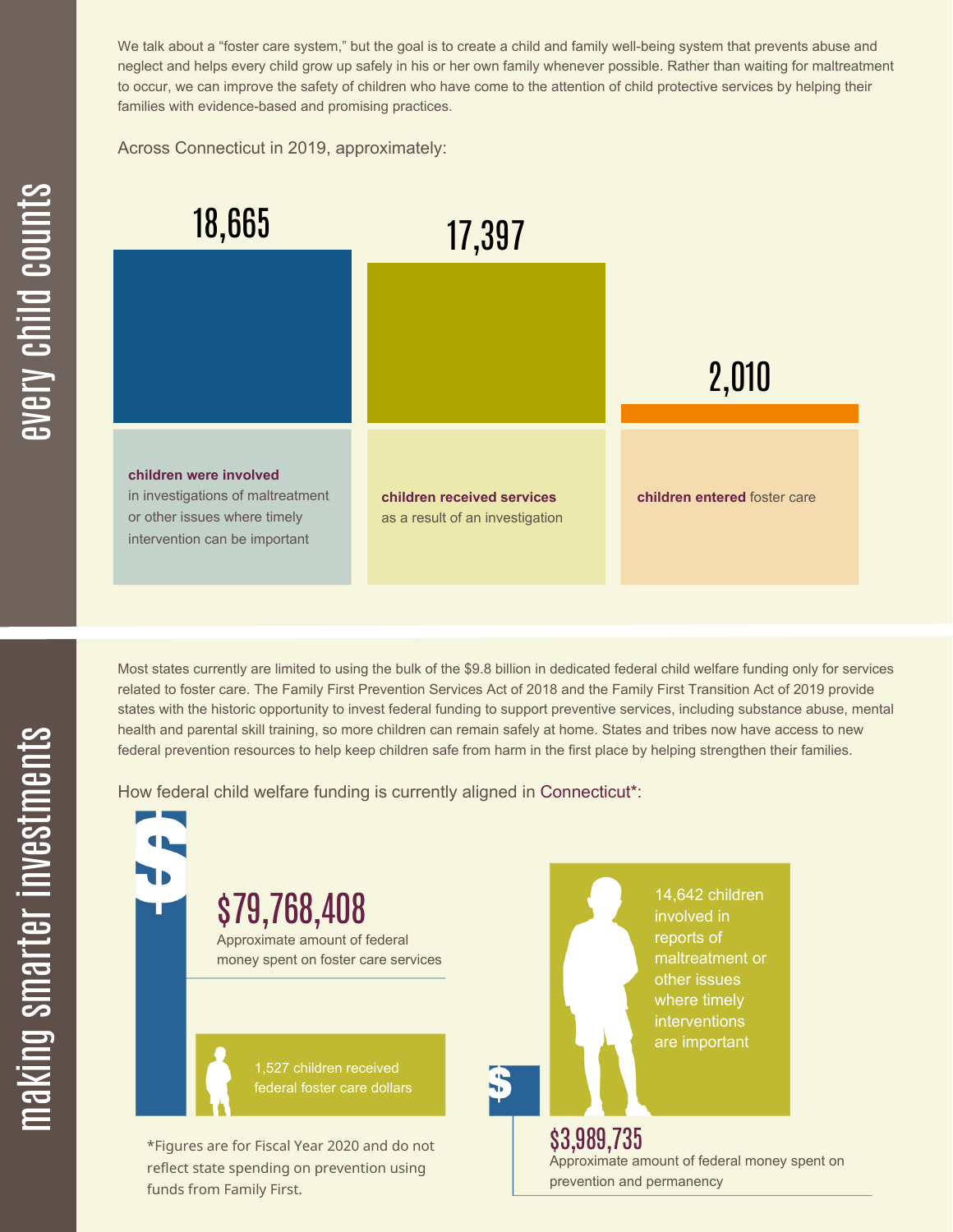## every child counts

We talk about a "foster care system," but the goal is to create a child and family well-being system that prevents abuse and neglect and helps every child grow up safely in his or her own family whenever possible. Rather than waiting for maltreatment to occur, we can improve the safety of children who have come to the attention of child protective services by helping their families with evidence-based and promising practices.

Across Connecticut in 2019, approximately:

**18,665**

**children were involved** in investigations of maltreatment or other issues where timely intervention can be important

**17,397**

**children received services** as a result of an investigation

**2,010**

**children entered** foster care

## making smarter investments

Most states currently are limited to using the bulk of the $9.8 billion in dedicated federal child welfare funding only for services related to foster care. The Family First Prevention Services Act of 2018 and the Family First Transition Act of 2019 provide states with the historic opportunity to invest federal funding to support preventive services, including substance abuse, mental health and parental skill training, so more children can remain safely at home. States and tribes now have access to new federal prevention resources to help keep children safe from harm in the first place by helping strengthen their families.

How federal child welfare funding is currently aligned in Connecticut*:

**$79,768,408**

Approximate amount of federal money spent on foster care services

1,527 children received federal foster care dollars

14,642 children involved in reports of maltreatment or other issues where timely interventions are important

**$3,989,735**

Approximate amount of federal money spent on prevention and permanency

*Figures are for Fiscal Year 2020 and do not reflect state spending on prevention using funds from Family First.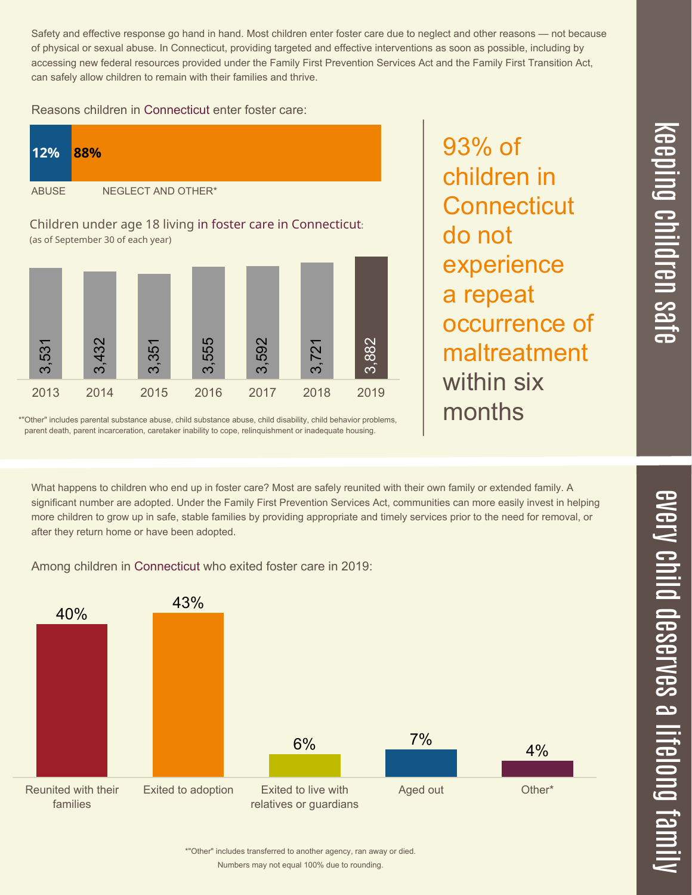## keeping children safe

Safety and effective response go hand in hand. Most children enter foster care due to neglect and other reasons — not because of physical or sexual abuse. In Connecticut, providing targeted and effective interventions as soon as possible, including by accessing new federal resources provided under the Family First Prevention Services Act and the Family First Transition Act, can safely allow children to remain with their families and thrive.

Reasons children in Connecticut enter foster care:

| ABUSE | NEGLECT AND OTHER* |
|---|---|
| 12% | 88% |

Children under age 18 living in foster care in Connecticut:
(as of September 30 of each year)

| 2013 | 2014 | 2015 | 2016 | 2017 | 2018 | 2019 |
|---|---|---|---|---|---|---|
| 3,531 | 3,432 | 3,351 | 3,555 | 3,592 | 3,721 | 3,882 |

*"Other" includes parental substance abuse, child substance abuse, child disability, child behavior problems, parent death, parent incarceration, caretaker inability to cope, relinquishment or inadequate housing.

93% of children in Connecticut do not experience a repeat occurrence of maltreatment within six months

## every child deserves a lifelong family

What happens to children who end up in foster care? Most are safely reunited with their own family or extended family. A significant number are adopted. Under the Family First Prevention Services Act, communities can more easily invest in helping more children to grow up in safe, stable families by providing appropriate and timely services prior to the need for removal, or after they return home or have been adopted.

Among children in Connecticut who exited foster care in 2019:

| Reunited with their families | Exited to adoption | Exited to live with relatives or guardians | Aged out | Other* |
|---|---|---|---|---|
| 40% | 43% | 6% | 7% | 4% |

*"Other" includes transferred to another agency, ran away or died.
Numbers may not equal 100% due to rounding.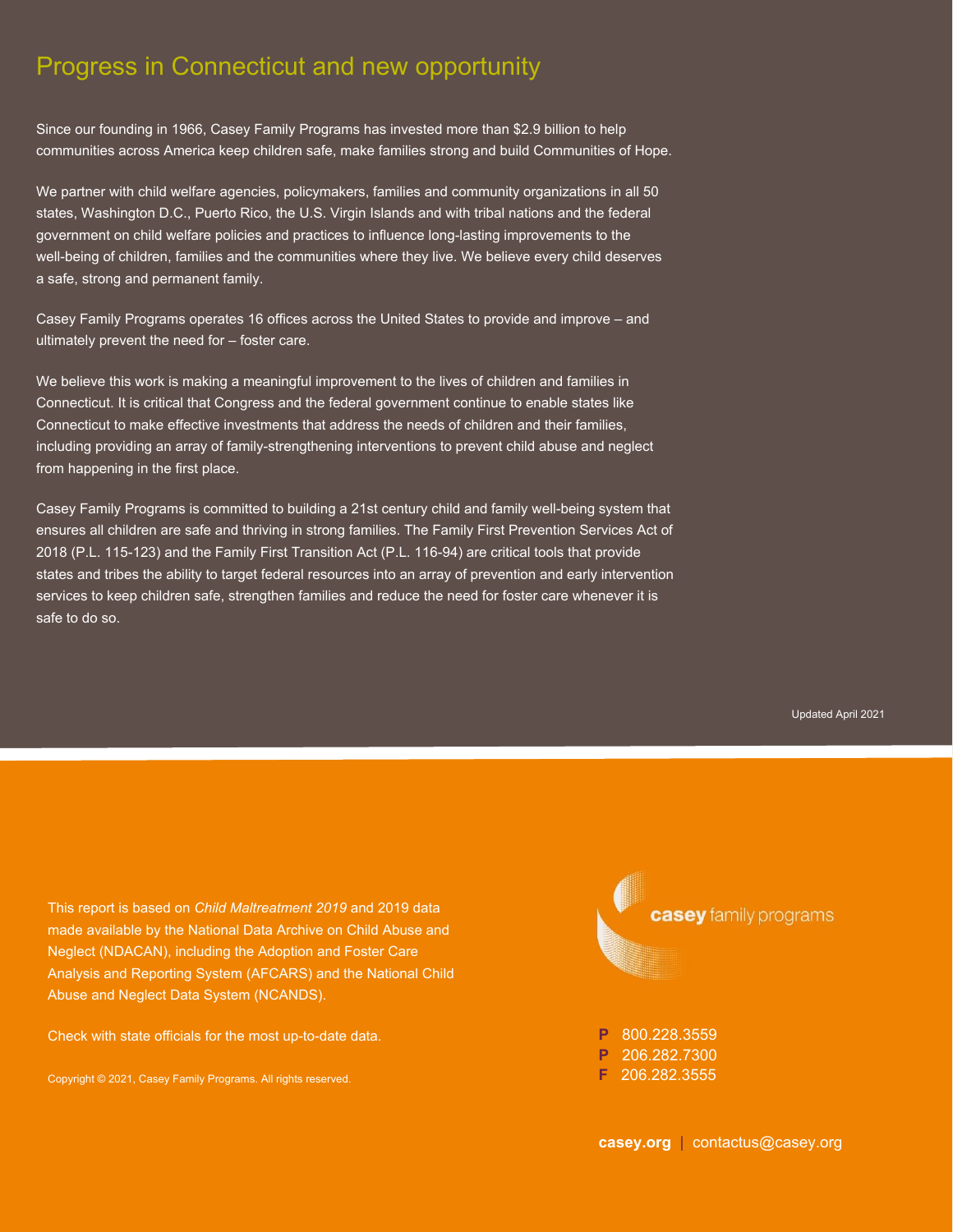## Progress in Connecticut and new opportunity

Since our founding in 1966, Casey Family Programs has invested more than $2.9 billion to help communities across America keep children safe, make families strong and build Communities of Hope.

We partner with child welfare agencies, policymakers, families and community organizations in all 50 states, Washington D.C., Puerto Rico, the U.S. Virgin Islands and with tribal nations and the federal government on child welfare policies and practices to influence long-lasting improvements to the well-being of children, families and the communities where they live. We believe every child deserves a safe, strong and permanent family.

Casey Family Programs operates 16 offices across the United States to provide and improve – and ultimately prevent the need for – foster care.

We believe this work is making a meaningful improvement to the lives of children and families in Connecticut. It is critical that Congress and the federal government continue to enable states like Connecticut to make effective investments that address the needs of children and their families, including providing an array of family-strengthening interventions to prevent child abuse and neglect from happening in the first place.

Casey Family Programs is committed to building a 21st century child and family well-being system that ensures all children are safe and thriving in strong families. The Family First Prevention Services Act of 2018 (P.L. 115-123) and the Family First Transition Act (P.L. 116-94) are critical tools that provide states and tribes the ability to target federal resources into an array of prevention and early intervention services to keep children safe, strengthen families and reduce the need for foster care whenever it is safe to do so.

Updated April 2021

This report is based on *Child Maltreatment 2019* and 2019 data made available by the National Data Archive on Child Abuse and Neglect (NDACAN), including the Adoption and Foster Care Analysis and Reporting System (AFCARS) and the National Child Abuse and Neglect Data System (NCANDS).

Check with state officials for the most up-to-date data.

Copyright © 2021, Casey Family Programs. All rights reserved.

**casey** family programs

**P** 800.228.3559
**P** 206.282.7300
**F** 206.282.3555

**casey.org** | contactus@casey.org